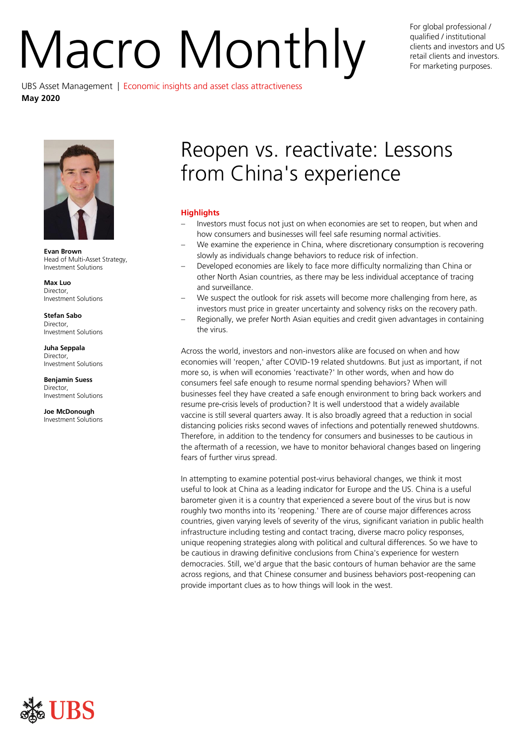# Macro Monthly

For global professional / qualified / institutional clients and investors and US retail clients and investors. For marketing purposes.

UBS Asset Management | Economic insights and asset class attractiveness
**May 2020**

**Evan Brown**
Head of Multi-Asset Strategy, Investment Solutions

**Max Luo**
Director, Investment Solutions

**Stefan Sabo**
Director, Investment Solutions

**Juha Seppala**
Director, Investment Solutions

**Benjamin Suess**
Director, Investment Solutions

**Joe McDonough**
Investment Solutions

## Reopen vs. reactivate: Lessons from China's experience

### Highlights

- Investors must focus not just on when economies are set to reopen, but when and how consumers and businesses will feel safe resuming normal activities.
- We examine the experience in China, where discretionary consumption is recovering slowly as individuals change behaviors to reduce risk of infection.
- Developed economies are likely to face more difficulty normalizing than China or other North Asian countries, as there may be less individual acceptance of tracing and surveillance.
- We suspect the outlook for risk assets will become more challenging from here, as investors must price in greater uncertainty and solvency risks on the recovery path.
- Regionally, we prefer North Asian equities and credit given advantages in containing the virus.

Across the world, investors and non-investors alike are focused on when and how economies will 'reopen,' after COVID-19 related shutdowns. But just as important, if not more so, is when will economies 'reactivate?' In other words, when and how do consumers feel safe enough to resume normal spending behaviors? When will businesses feel they have created a safe enough environment to bring back workers and resume pre-crisis levels of production? It is well understood that a widely available vaccine is still several quarters away. It is also broadly agreed that a reduction in social distancing policies risks second waves of infections and potentially renewed shutdowns. Therefore, in addition to the tendency for consumers and businesses to be cautious in the aftermath of a recession, we have to monitor behavioral changes based on lingering fears of further virus spread.

In attempting to examine potential post-virus behavioral changes, we think it most useful to look at China as a leading indicator for Europe and the US. China is a useful barometer given it is a country that experienced a severe bout of the virus but is now roughly two months into its 'reopening.' There are of course major differences across countries, given varying levels of severity of the virus, significant variation in public health infrastructure including testing and contact tracing, diverse macro policy responses, unique reopening strategies along with political and cultural differences. So we have to be cautious in drawing definitive conclusions from China's experience for western democracies. Still, we'd argue that the basic contours of human behavior are the same across regions, and that Chinese consumer and business behaviors post-reopening can provide important clues as to how things will look in the west.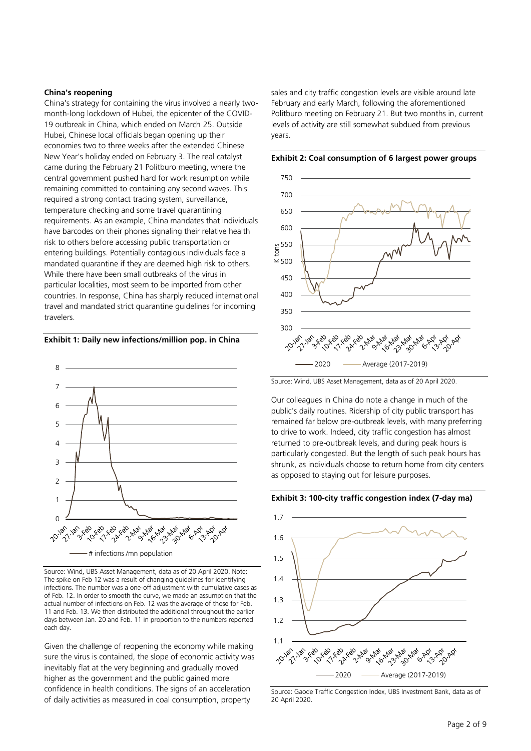**China's reopening**

China's strategy for containing the virus involved a nearly two-month-long lockdown of Hubei, the epicenter of the COVID-19 outbreak in China, which ended on March 25. Outside Hubei, Chinese local officials began opening up their economies two to three weeks after the extended Chinese New Year's holiday ended on February 3. The real catalyst came during the February 21 Politburo meeting, where the central government pushed hard for work resumption while remaining committed to containing any second waves. This required a strong contact tracing system, surveillance, temperature checking and some travel quarantining requirements. As an example, China mandates that individuals have barcodes on their phones signaling their relative health risk to others before accessing public transportation or entering buildings. Potentially contagious individuals face a mandated quarantine if they are deemed high risk to others. While there have been small outbreaks of the virus in particular localities, most seem to be imported from other countries. In response, China has sharply reduced international travel and mandated strict quarantine guidelines for incoming travelers.

**Exhibit 1: Daily new infections/million pop. in China**

Source: Wind, UBS Asset Management, data as of 20 April 2020. Note: The spike on Feb 12 was a result of changing guidelines for identifying infections. The number was a one-off adjustment with cumulative cases as of Feb. 12. In order to smooth the curve, we made an assumption that the actual number of infections on Feb. 12 was the average of those for Feb. 11 and Feb. 13. We then distributed the additional throughout the earlier days between Jan. 20 and Feb. 11 in proportion to the numbers reported each day.

Given the challenge of reopening the economy while making sure the virus is contained, the slope of economic activity was inevitably flat at the very beginning and gradually moved higher as the government and the public gained more confidence in health conditions. The signs of an acceleration of daily activities as measured in coal consumption, property sales and city traffic congestion levels are visible around late February and early March, following the aforementioned Politburo meeting on February 21. But two months in, current levels of activity are still somewhat subdued from previous years.

**Exhibit 2: Coal consumption of 6 largest power groups**

Source: Wind, UBS Asset Management, data as of 20 April 2020.

Our colleagues in China do note a change in much of the public's daily routines. Ridership of city public transport has remained far below pre-outbreak levels, with many preferring to drive to work. Indeed, city traffic congestion has almost returned to pre-outbreak levels, and during peak hours is particularly congested. But the length of such peak hours has shrunk, as individuals choose to return home from city centers as opposed to staying out for leisure purposes.

**Exhibit 3: 100-city traffic congestion index (7-day ma)**

Source: Gaode Traffic Congestion Index, UBS Investment Bank, data as of 20 April 2020.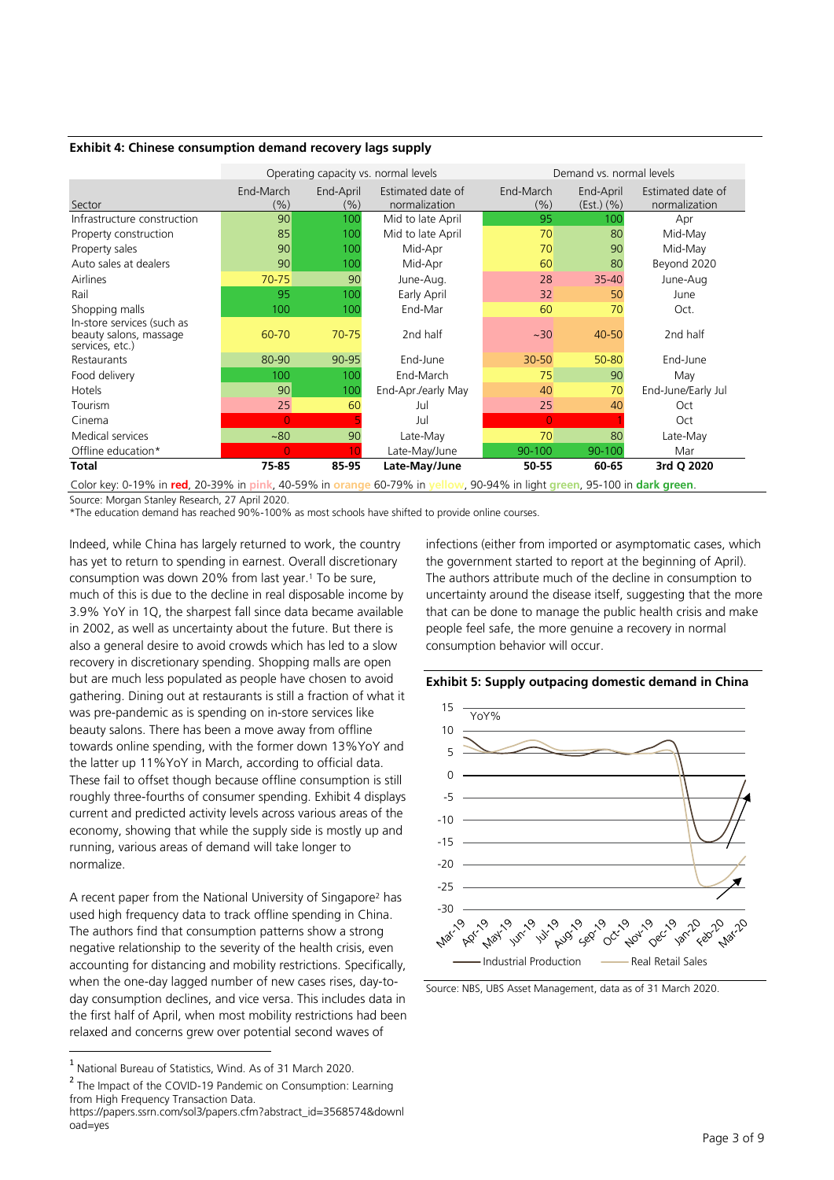**Exhibit 4: Chinese consumption demand recovery lags supply**

| | Operating capacity vs. normal levels | | | Demand vs. normal levels | | |
|---|---|---|---|---|---|---|
| Sector | End-March (%) | End-April (%) | Estimated date of normalization | End-March (%) | End-April (Est.) (%) | Estimated date of normalization |
| Infrastructure construction | 90 | 100 | Mid to late April | 95 | 100 | Apr |
| Property construction | 85 | 100 | Mid to late April | 70 | 80 | Mid-May |
| Property sales | 90 | 100 | Mid-Apr | 70 | 90 | Mid-May |
| Auto sales at dealers | 90 | 100 | Mid-Apr | 60 | 80 | Beyond 2020 |
| Airlines | 70-75 | 90 | June-Aug. | 28 | 35-40 | June-Aug |
| Rail | 95 | 100 | Early April | 32 | 50 | June |
| Shopping malls | 100 | 100 | End-Mar | 60 | 70 | Oct. |
| In-store services (such as beauty salons, massage services, etc.) | 60-70 | 70-75 | 2nd half | ~30 | 40-50 | 2nd half |
| Restaurants | 80-90 | 90-95 | End-June | 30-50 | 50-80 | End-June |
| Food delivery | 100 | 100 | End-March | 75 | 90 | May |
| Hotels | 90 | 100 | End-Apr./early May | 40 | 70 | End-June/Early Jul |
| Tourism | 25 | 60 | Jul | 25 | 40 | Oct |
| Cinema | 0 | 5 | Jul | 0 | 1 | Oct |
| Medical services | ~80 | 90 | Late-May | 70 | 80 | Late-May |
| Offline education* | 0 | 10 | Late-May/June | 90-100 | 90-100 | Mar |
| **Total** | **75-85** | **85-95** | **Late-May/June** | **50-55** | **60-65** | **3rd Q 2020** |

Color key: 0-19% in **red**, 20-39% in pink, 40-59% in orange 60-79% in yellow, 90-94% in light green, 95-100 in **dark green**.

Source: Morgan Stanley Research, 27 April 2020.

*The education demand has reached 90%-100% as most schools have shifted to provide online courses.

Indeed, while China has largely returned to work, the country has yet to return to spending in earnest. Overall discretionary consumption was down 20% from last year.[1] To be sure, much of this is due to the decline in real disposable income by 3.9% YoY in 1Q, the sharpest fall since data became available in 2002, as well as uncertainty about the future. But there is also a general desire to avoid crowds which has led to a slow recovery in discretionary spending. Shopping malls are open but are much less populated as people have chosen to avoid gathering. Dining out at restaurants is still a fraction of what it was pre-pandemic as is spending on in-store services like beauty salons. There has been a move away from offline towards online spending, with the former down 13%YoY and the latter up 11%YoY in March, according to official data. These fail to offset though because offline consumption is still roughly three-fourths of consumer spending. Exhibit 4 displays current and predicted activity levels across various areas of the economy, showing that while the supply side is mostly up and running, various areas of demand will take longer to normalize.

A recent paper from the National University of Singapore[2] has used high frequency data to track offline spending in China. The authors find that consumption patterns show a strong negative relationship to the severity of the health crisis, even accounting for distancing and mobility restrictions. Specifically, when the one-day lagged number of new cases rises, day-to-day consumption declines, and vice versa. This includes data in the first half of April, when most mobility restrictions had been relaxed and concerns grew over potential second waves of infections (either from imported or asymptomatic cases, which the government started to report at the beginning of April). The authors attribute much of the decline in consumption to uncertainty around the disease itself, suggesting that the more that can be done to manage the public health crisis and make people feel safe, the more genuine a recovery in normal consumption behavior will occur.

**Exhibit 5: Supply outpacing domestic demand in China**

Source: NBS, UBS Asset Management, data as of 31 March 2020.

[1] National Bureau of Statistics, Wind. As of 31 March 2020.

[2] The Impact of the COVID-19 Pandemic on Consumption: Learning from High Frequency Transaction Data. https://papers.ssrn.com/sol3/papers.cfm?abstract_id=3568574&download=yes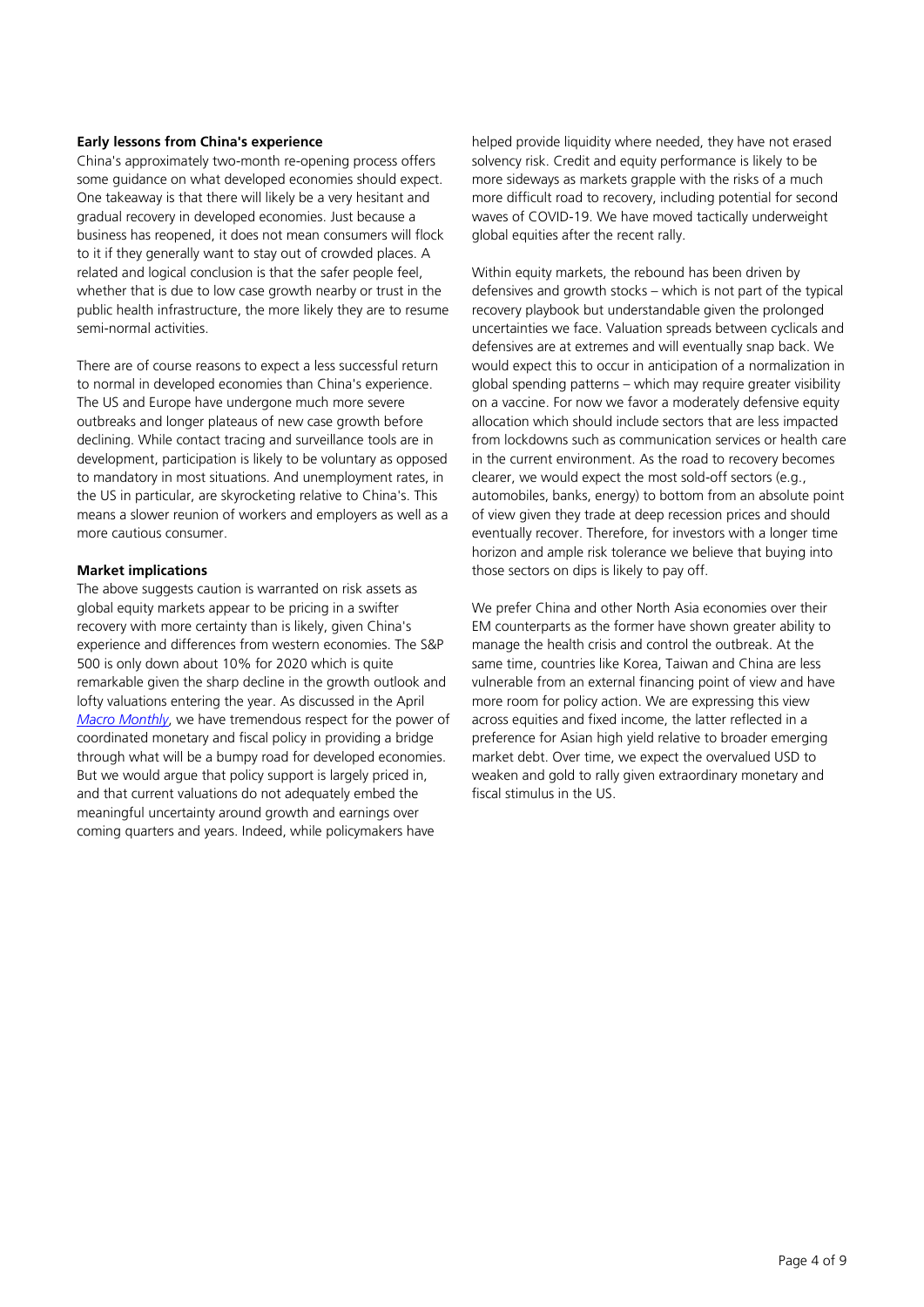**Early lessons from China's experience**

China's approximately two-month re-opening process offers some guidance on what developed economies should expect. One takeaway is that there will likely be a very hesitant and gradual recovery in developed economies. Just because a business has reopened, it does not mean consumers will flock to it if they generally want to stay out of crowded places. A related and logical conclusion is that the safer people feel, whether that is due to low case growth nearby or trust in the public health infrastructure, the more likely they are to resume semi-normal activities.

There are of course reasons to expect a less successful return to normal in developed economies than China's experience. The US and Europe have undergone much more severe outbreaks and longer plateaus of new case growth before declining. While contact tracing and surveillance tools are in development, participation is likely to be voluntary as opposed to mandatory in most situations. And unemployment rates, in the US in particular, are skyrocketing relative to China's. This means a slower reunion of workers and employers as well as a more cautious consumer.

**Market implications**

The above suggests caution is warranted on risk assets as global equity markets appear to be pricing in a swifter recovery with more certainty than is likely, given China's experience and differences from western economies. The S&P 500 is only down about 10% for 2020 which is quite remarkable given the sharp decline in the growth outlook and lofty valuations entering the year. As discussed in the April *Macro Monthly*, we have tremendous respect for the power of coordinated monetary and fiscal policy in providing a bridge through what will be a bumpy road for developed economies. But we would argue that policy support is largely priced in, and that current valuations do not adequately embed the meaningful uncertainty around growth and earnings over coming quarters and years. Indeed, while policymakers have helped provide liquidity where needed, they have not erased solvency risk. Credit and equity performance is likely to be more sideways as markets grapple with the risks of a much more difficult road to recovery, including potential for second waves of COVID-19. We have moved tactically underweight global equities after the recent rally.

Within equity markets, the rebound has been driven by defensives and growth stocks – which is not part of the typical recovery playbook but understandable given the prolonged uncertainties we face. Valuation spreads between cyclicals and defensives are at extremes and will eventually snap back. We would expect this to occur in anticipation of a normalization in global spending patterns – which may require greater visibility on a vaccine. For now we favor a moderately defensive equity allocation which should include sectors that are less impacted from lockdowns such as communication services or health care in the current environment. As the road to recovery becomes clearer, we would expect the most sold-off sectors (e.g., automobiles, banks, energy) to bottom from an absolute point of view given they trade at deep recession prices and should eventually recover. Therefore, for investors with a longer time horizon and ample risk tolerance we believe that buying into those sectors on dips is likely to pay off.

We prefer China and other North Asia economies over their EM counterparts as the former have shown greater ability to manage the health crisis and control the outbreak. At the same time, countries like Korea, Taiwan and China are less vulnerable from an external financing point of view and have more room for policy action. We are expressing this view across equities and fixed income, the latter reflected in a preference for Asian high yield relative to broader emerging market debt. Over time, we expect the overvalued USD to weaken and gold to rally given extraordinary monetary and fiscal stimulus in the US.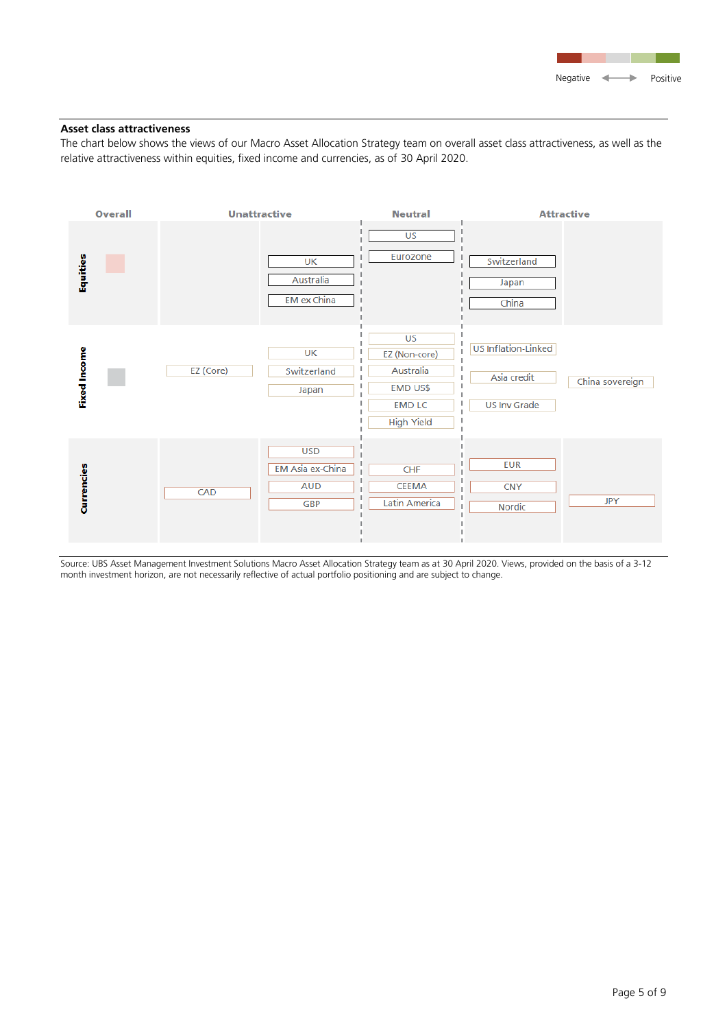Negative ⟵⟶ Positive

## Asset class attractiveness

The chart below shows the views of our Macro Asset Allocation Strategy team on overall asset class attractiveness, as well as the relative attractiveness within equities, fixed income and currencies, as of 30 April 2020.

| | Overall | Unattractive | | Neutral | Attractive | |
|---|---|---|---|---|---|---|
| **Equities** | Slightly negative | | UK<br>Australia<br>EM ex China | US<br>Eurozone | Switzerland<br>Japan<br>China | |
| **Fixed Income** | Neutral | EZ (Core) | UK<br>Switzerland<br>Japan | US<br>EZ (Non-core)<br>Australia<br>EMD US$<br>EMD LC<br>High Yield | US Inflation-Linked<br>Asia credit<br>US Inv Grade | China sovereign |
| **Currencies** | | CAD | USD<br>EM Asia ex-China<br>AUD<br>GBP | CHF<br>CEEMA<br>Latin America | EUR<br>CNY<br>Nordic | JPY |

Source: UBS Asset Management Investment Solutions Macro Asset Allocation Strategy team as at 30 April 2020. Views, provided on the basis of a 3-12 month investment horizon, are not necessarily reflective of actual portfolio positioning and are subject to change.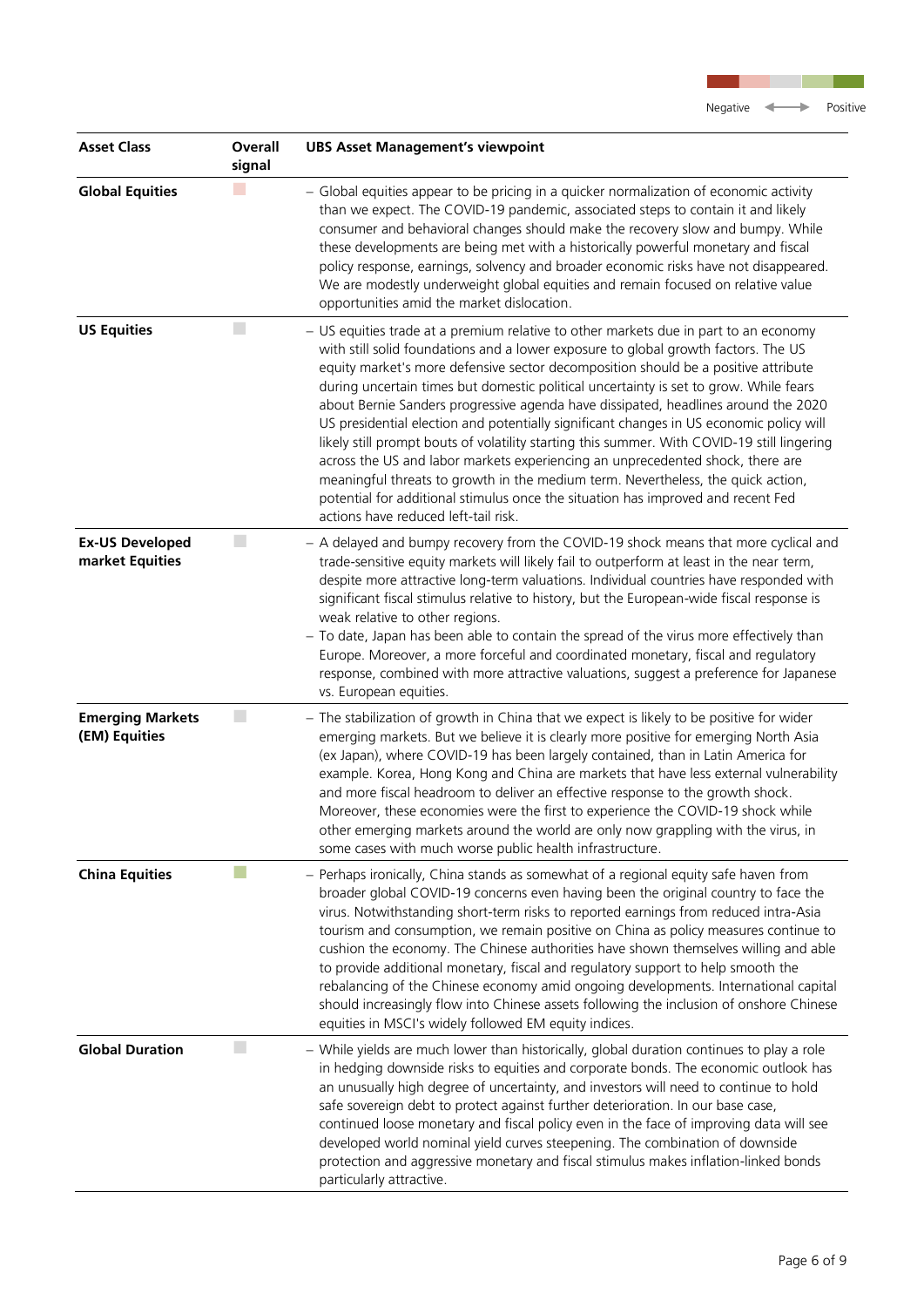Negative ⟵⟶ Positive

| Asset Class | Overall signal | UBS Asset Management's viewpoint |
|---|---|---|
| **Global Equities** | Negative (light) | – Global equities appear to be pricing in a quicker normalization of economic activity than we expect. The COVID-19 pandemic, associated steps to contain it and likely consumer and behavioral changes should make the recovery slow and bumpy. While these developments are being met with a historically powerful monetary and fiscal policy response, earnings, solvency and broader economic risks have not disappeared. We are modestly underweight global equities and remain focused on relative value opportunities amid the market dislocation. |
| **US Equities** | Neutral | – US equities trade at a premium relative to other markets due in part to an economy with still solid foundations and a lower exposure to global growth factors. The US equity market's more defensive sector decomposition should be a positive attribute during uncertain times but domestic political uncertainty is set to grow. While fears about Bernie Sanders progressive agenda have dissipated, headlines around the 2020 US presidential election and potentially significant changes in US economic policy will likely still prompt bouts of volatility starting this summer. With COVID-19 still lingering across the US and labor markets experiencing an unprecedented shock, there are meaningful threats to growth in the medium term. Nevertheless, the quick action, potential for additional stimulus once the situation has improved and recent Fed actions have reduced left-tail risk. |
| **Ex-US Developed market Equities** | Neutral | – A delayed and bumpy recovery from the COVID-19 shock means that more cyclical and trade-sensitive equity markets will likely fail to outperform at least in the near term, despite more attractive long-term valuations. Individual countries have responded with significant fiscal stimulus relative to history, but the European-wide fiscal response is weak relative to other regions.<br>– To date, Japan has been able to contain the spread of the virus more effectively than Europe. Moreover, a more forceful and coordinated monetary, fiscal and regulatory response, combined with more attractive valuations, suggest a preference for Japanese vs. European equities. |
| **Emerging Markets (EM) Equities** | Neutral | – The stabilization of growth in China that we expect is likely to be positive for wider emerging markets. But we believe it is clearly more positive for emerging North Asia (ex Japan), where COVID-19 has been largely contained, than in Latin America for example. Korea, Hong Kong and China are markets that have less external vulnerability and more fiscal headroom to deliver an effective response to the growth shock. Moreover, these economies were the first to experience the COVID-19 shock while other emerging markets around the world are only now grappling with the virus, in some cases with much worse public health infrastructure. |
| **China Equities** | Positive (light) | – Perhaps ironically, China stands as somewhat of a regional equity safe haven from broader global COVID-19 concerns even having been the original country to face the virus. Notwithstanding short-term risks to reported earnings from reduced intra-Asia tourism and consumption, we remain positive on China as policy measures continue to cushion the economy. The Chinese authorities have shown themselves willing and able to provide additional monetary, fiscal and regulatory support to help smooth the rebalancing of the Chinese economy amid ongoing developments. International capital should increasingly flow into Chinese assets following the inclusion of onshore Chinese equities in MSCI's widely followed EM equity indices. |
| **Global Duration** | Neutral | – While yields are much lower than historically, global duration continues to play a role in hedging downside risks to equities and corporate bonds. The economic outlook has an unusually high degree of uncertainty, and investors will need to continue to hold safe sovereign debt to protect against further deterioration. In our base case, continued loose monetary and fiscal policy even in the face of improving data will see developed world nominal yield curves steepening. The combination of downside protection and aggressive monetary and fiscal stimulus makes inflation-linked bonds particularly attractive. |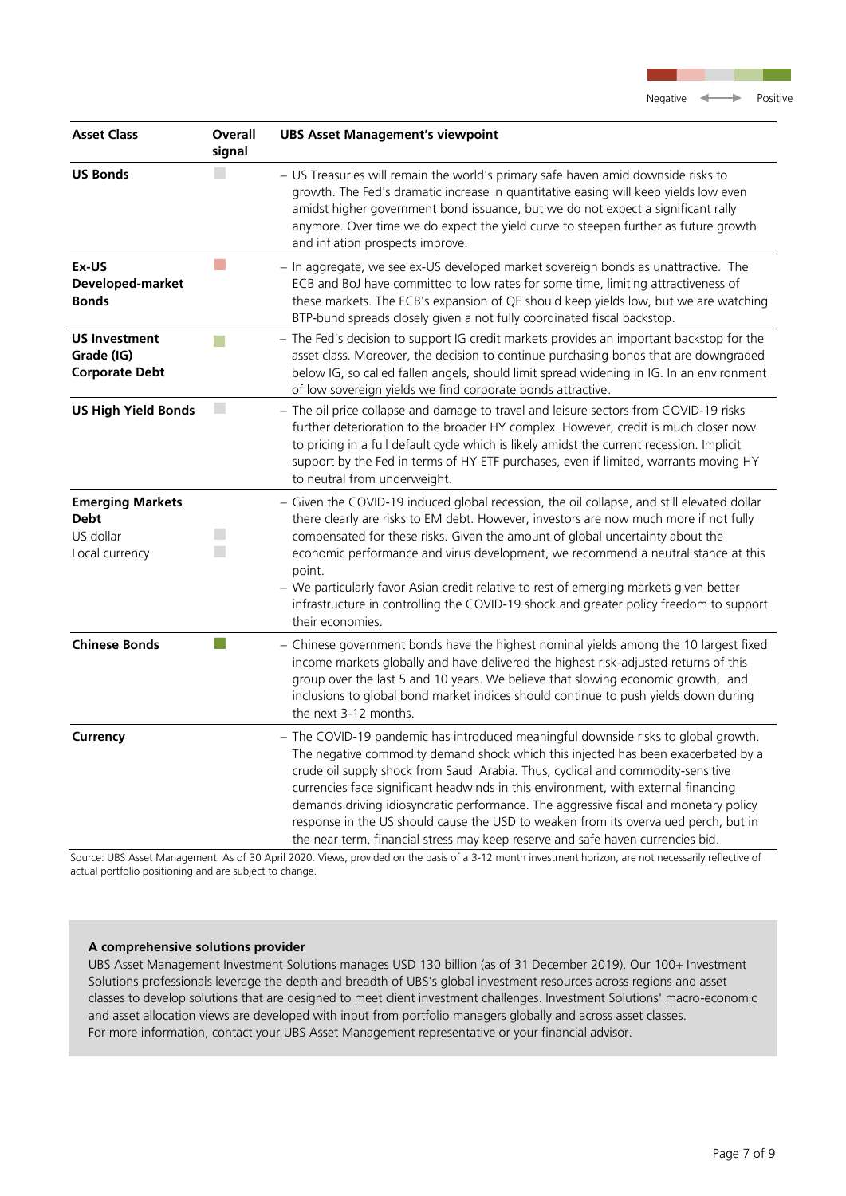Negative ◄──► Positive

| Asset Class | Overall signal | UBS Asset Management's viewpoint |
|---|---|---|
| **US Bonds** | Neutral | – US Treasuries will remain the world's primary safe haven amid downside risks to growth. The Fed's dramatic increase in quantitative easing will keep yields low even amidst higher government bond issuance, but we do not expect a significant rally anymore. Over time we do expect the yield curve to steepen further as future growth and inflation prospects improve. |
| **Ex-US Developed-market Bonds** | Moderately negative | – In aggregate, we see ex-US developed market sovereign bonds as unattractive. The ECB and BoJ have committed to low rates for some time, limiting attractiveness of these markets. The ECB's expansion of QE should keep yields low, but we are watching BTP-bund spreads closely given a not fully coordinated fiscal backstop. |
| **US Investment Grade (IG) Corporate Debt** | Moderately positive | – The Fed's decision to support IG credit markets provides an important backstop for the asset class. Moreover, the decision to continue purchasing bonds that are downgraded below IG, so called fallen angels, should limit spread widening in IG. In an environment of low sovereign yields we find corporate bonds attractive. |
| **US High Yield Bonds** | Neutral | – The oil price collapse and damage to travel and leisure sectors from COVID-19 risks further deterioration to the broader HY complex. However, credit is much closer now to pricing in a full default cycle which is likely amidst the current recession. Implicit support by the Fed in terms of HY ETF purchases, even if limited, warrants moving HY to neutral from underweight. |
| **Emerging Markets Debt**<br>US dollar<br>Local currency | <br>Neutral<br>Neutral | – Given the COVID-19 induced global recession, the oil collapse, and still elevated dollar there clearly are risks to EM debt. However, investors are now much more if not fully compensated for these risks. Given the amount of global uncertainty about the economic performance and virus development, we recommend a neutral stance at this point.<br>– We particularly favor Asian credit relative to rest of emerging markets given better infrastructure in controlling the COVID-19 shock and greater policy freedom to support their economies. |
| **Chinese Bonds** | Positive | – Chinese government bonds have the highest nominal yields among the 10 largest fixed income markets globally and have delivered the highest risk-adjusted returns of this group over the last 5 and 10 years. We believe that slowing economic growth, and inclusions to global bond market indices should continue to push yields down during the next 3-12 months. |
| **Currency** | | – The COVID-19 pandemic has introduced meaningful downside risks to global growth. The negative commodity demand shock which this injected has been exacerbated by a crude oil supply shock from Saudi Arabia. Thus, cyclical and commodity-sensitive currencies face significant headwinds in this environment, with external financing demands driving idiosyncratic performance. The aggressive fiscal and monetary policy response in the US should cause the USD to weaken from its overvalued perch, but in the near term, financial stress may keep reserve and safe haven currencies bid. |

Source: UBS Asset Management. As of 30 April 2020. Views, provided on the basis of a 3-12 month investment horizon, are not necessarily reflective of actual portfolio positioning and are subject to change.

**A comprehensive solutions provider**

UBS Asset Management Investment Solutions manages USD 130 billion (as of 31 December 2019). Our 100+ Investment Solutions professionals leverage the depth and breadth of UBS's global investment resources across regions and asset classes to develop solutions that are designed to meet client investment challenges. Investment Solutions' macro-economic and asset allocation views are developed with input from portfolio managers globally and across asset classes.
For more information, contact your UBS Asset Management representative or your financial advisor.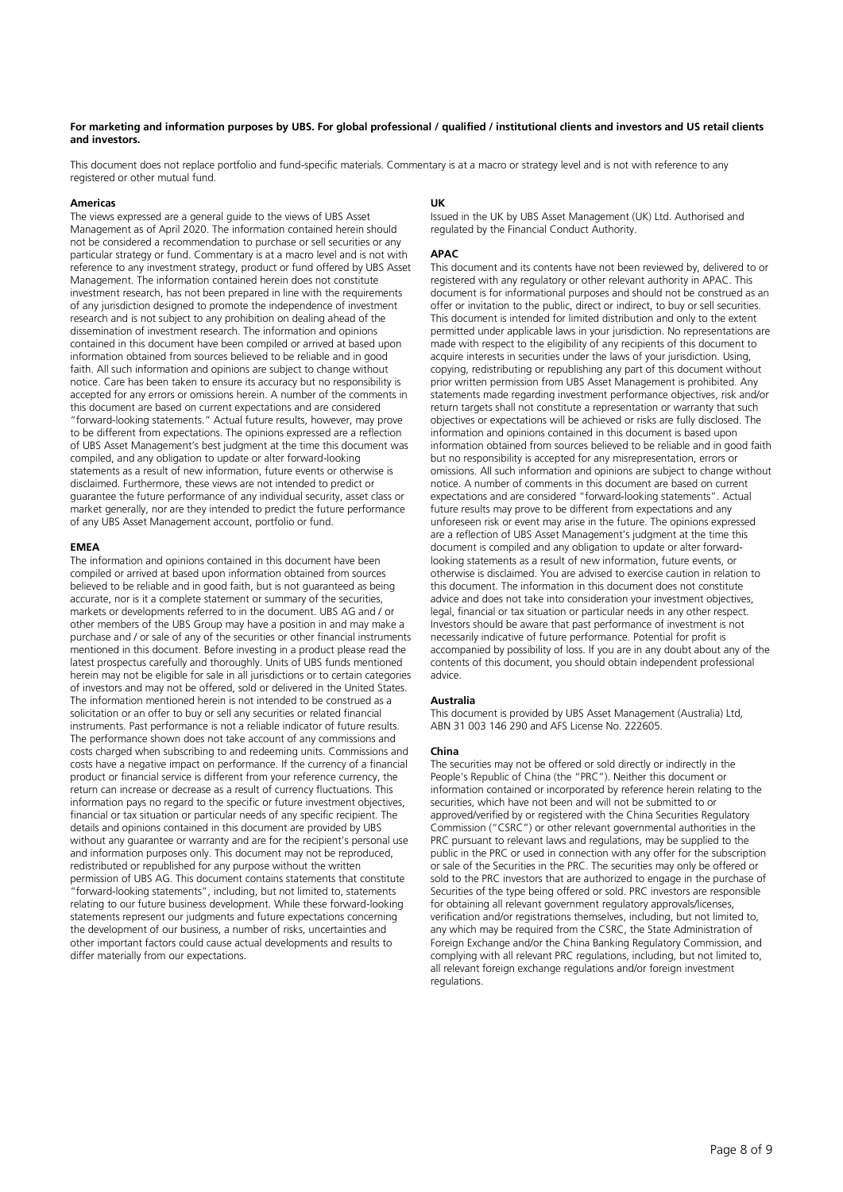**For marketing and information purposes by UBS. For global professional / qualified / institutional clients and investors and US retail clients and investors.**

This document does not replace portfolio and fund-specific materials. Commentary is at a macro or strategy level and is not with reference to any registered or other mutual fund.

**Americas**

The views expressed are a general guide to the views of UBS Asset Management as of April 2020. The information contained herein should not be considered a recommendation to purchase or sell securities or any particular strategy or fund. Commentary is at a macro level and is not with reference to any investment strategy, product or fund offered by UBS Asset Management. The information contained herein does not constitute investment research, has not been prepared in line with the requirements of any jurisdiction designed to promote the independence of investment research and is not subject to any prohibition on dealing ahead of the dissemination of investment research. The information and opinions contained in this document have been compiled or arrived at based upon information obtained from sources believed to be reliable and in good faith. All such information and opinions are subject to change without notice. Care has been taken to ensure its accuracy but no responsibility is accepted for any errors or omissions herein. A number of the comments in this document are based on current expectations and are considered "forward-looking statements." Actual future results, however, may prove to be different from expectations. The opinions expressed are a reflection of UBS Asset Management's best judgment at the time this document was compiled, and any obligation to update or alter forward-looking statements as a result of new information, future events or otherwise is disclaimed. Furthermore, these views are not intended to predict or guarantee the future performance of any individual security, asset class or market generally, nor are they intended to predict the future performance of any UBS Asset Management account, portfolio or fund.

**EMEA**

The information and opinions contained in this document have been compiled or arrived at based upon information obtained from sources believed to be reliable and in good faith, but is not guaranteed as being accurate, nor is it a complete statement or summary of the securities, markets or developments referred to in the document. UBS AG and / or other members of the UBS Group may have a position in and may make a purchase and / or sale of any of the securities or other financial instruments mentioned in this document. Before investing in a product please read the latest prospectus carefully and thoroughly. Units of UBS funds mentioned herein may not be eligible for sale in all jurisdictions or to certain categories of investors and may not be offered, sold or delivered in the United States. The information mentioned herein is not intended to be construed as a solicitation or an offer to buy or sell any securities or related financial instruments. Past performance is not a reliable indicator of future results. The performance shown does not take account of any commissions and costs charged when subscribing to and redeeming units. Commissions and costs have a negative impact on performance. If the currency of a financial product or financial service is different from your reference currency, the return can increase or decrease as a result of currency fluctuations. This information pays no regard to the specific or future investment objectives, financial or tax situation or particular needs of any specific recipient. The details and opinions contained in this document are provided by UBS without any guarantee or warranty and are for the recipient's personal use and information purposes only. This document may not be reproduced, redistributed or republished for any purpose without the written permission of UBS AG. This document contains statements that constitute "forward-looking statements", including, but not limited to, statements relating to our future business development. While these forward-looking statements represent our judgments and future expectations concerning the development of our business, a number of risks, uncertainties and other important factors could cause actual developments and results to differ materially from our expectations.

**UK**

Issued in the UK by UBS Asset Management (UK) Ltd. Authorised and regulated by the Financial Conduct Authority.

**APAC**

This document and its contents have not been reviewed by, delivered to or registered with any regulatory or other relevant authority in APAC. This document is for informational purposes and should not be construed as an offer or invitation to the public, direct or indirect, to buy or sell securities. This document is intended for limited distribution and only to the extent permitted under applicable laws in your jurisdiction. No representations are made with respect to the eligibility of any recipients of this document to acquire interests in securities under the laws of your jurisdiction. Using, copying, redistributing or republishing any part of this document without prior written permission from UBS Asset Management is prohibited. Any statements made regarding investment performance objectives, risk and/or return targets shall not constitute a representation or warranty that such objectives or expectations will be achieved or risks are fully disclosed. The information and opinions contained in this document is based upon information obtained from sources believed to be reliable and in good faith but no responsibility is accepted for any misrepresentation, errors or omissions. All such information and opinions are subject to change without notice. A number of comments in this document are based on current expectations and are considered "forward-looking statements". Actual future results may prove to be different from expectations and any unforeseen risk or event may arise in the future. The opinions expressed are a reflection of UBS Asset Management's judgment at the time this document is compiled and any obligation to update or alter forward-looking statements as a result of new information, future events, or otherwise is disclaimed. You are advised to exercise caution in relation to this document. The information in this document does not constitute advice and does not take into consideration your investment objectives, legal, financial or tax situation or particular needs in any other respect. Investors should be aware that past performance of investment is not necessarily indicative of future performance. Potential for profit is accompanied by possibility of loss. If you are in any doubt about any of the contents of this document, you should obtain independent professional advice.

**Australia**

This document is provided by UBS Asset Management (Australia) Ltd, ABN 31 003 146 290 and AFS License No. 222605.

**China**

The securities may not be offered or sold directly or indirectly in the People's Republic of China (the "PRC"). Neither this document or information contained or incorporated by reference herein relating to the securities, which have not been and will not be submitted to or approved/verified by or registered with the China Securities Regulatory Commission ("CSRC") or other relevant governmental authorities in the PRC pursuant to relevant laws and regulations, may be supplied to the public in the PRC or used in connection with any offer for the subscription or sale of the Securities in the PRC. The securities may only be offered or sold to the PRC investors that are authorized to engage in the purchase of Securities of the type being offered or sold. PRC investors are responsible for obtaining all relevant government regulatory approvals/licenses, verification and/or registrations themselves, including, but not limited to, any which may be required from the CSRC, the State Administration of Foreign Exchange and/or the China Banking Regulatory Commission, and complying with all relevant PRC regulations, including, but not limited to, all relevant foreign exchange regulations and/or foreign investment regulations.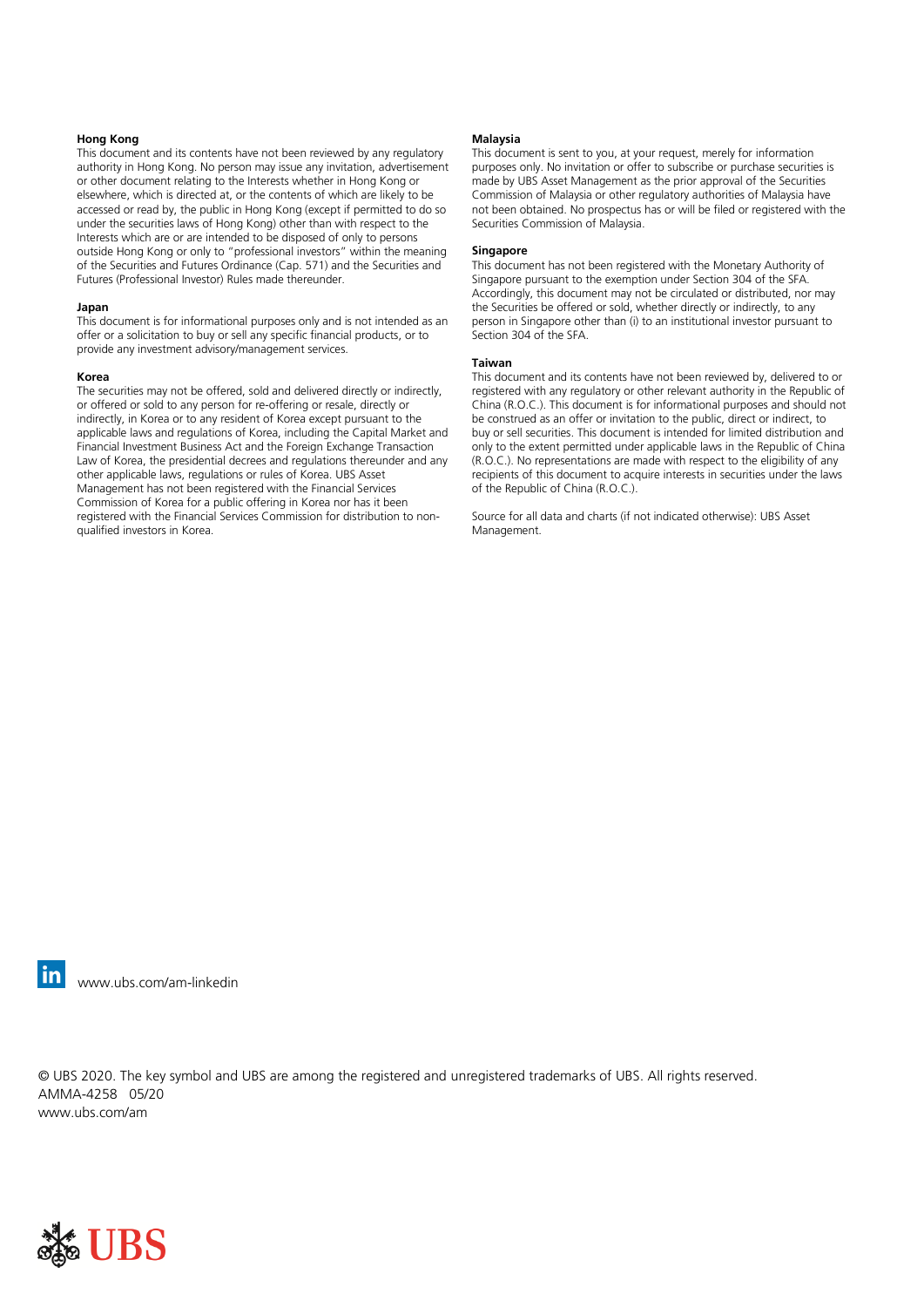**Hong Kong**

This document and its contents have not been reviewed by any regulatory authority in Hong Kong. No person may issue any invitation, advertisement or other document relating to the Interests whether in Hong Kong or elsewhere, which is directed at, or the contents of which are likely to be accessed or read by, the public in Hong Kong (except if permitted to do so under the securities laws of Hong Kong) other than with respect to the Interests which are or are intended to be disposed of only to persons outside Hong Kong or only to "professional investors" within the meaning of the Securities and Futures Ordinance (Cap. 571) and the Securities and Futures (Professional Investor) Rules made thereunder.

**Japan**

This document is for informational purposes only and is not intended as an offer or a solicitation to buy or sell any specific financial products, or to provide any investment advisory/management services.

**Korea**

The securities may not be offered, sold and delivered directly or indirectly, or offered or sold to any person for re-offering or resale, directly or indirectly, in Korea or to any resident of Korea except pursuant to the applicable laws and regulations of Korea, including the Capital Market and Financial Investment Business Act and the Foreign Exchange Transaction Law of Korea, the presidential decrees and regulations thereunder and any other applicable laws, regulations or rules of Korea. UBS Asset Management has not been registered with the Financial Services Commission of Korea for a public offering in Korea nor has it been registered with the Financial Services Commission for distribution to non-qualified investors in Korea.

**Malaysia**

This document is sent to you, at your request, merely for information purposes only. No invitation or offer to subscribe or purchase securities is made by UBS Asset Management as the prior approval of the Securities Commission of Malaysia or other regulatory authorities of Malaysia have not been obtained. No prospectus has or will be filed or registered with the Securities Commission of Malaysia.

**Singapore**

This document has not been registered with the Monetary Authority of Singapore pursuant to the exemption under Section 304 of the SFA. Accordingly, this document may not be circulated or distributed, nor may the Securities be offered or sold, whether directly or indirectly, to any person in Singapore other than (i) to an institutional investor pursuant to Section 304 of the SFA.

**Taiwan**

This document and its contents have not been reviewed by, delivered to or registered with any regulatory or other relevant authority in the Republic of China (R.O.C.). This document is for informational purposes and should not be construed as an offer or invitation to the public, direct or indirect, to buy or sell securities. This document is intended for limited distribution and only to the extent permitted under applicable laws in the Republic of China (R.O.C.). No representations are made with respect to the eligibility of any recipients of this document to acquire interests in securities under the laws of the Republic of China (R.O.C.).

Source for all data and charts (if not indicated otherwise): UBS Asset Management.

www.ubs.com/am-linkedin

© UBS 2020. The key symbol and UBS are among the registered and unregistered trademarks of UBS. All rights reserved.
AMMA-4258 05/20
www.ubs.com/am

UBS